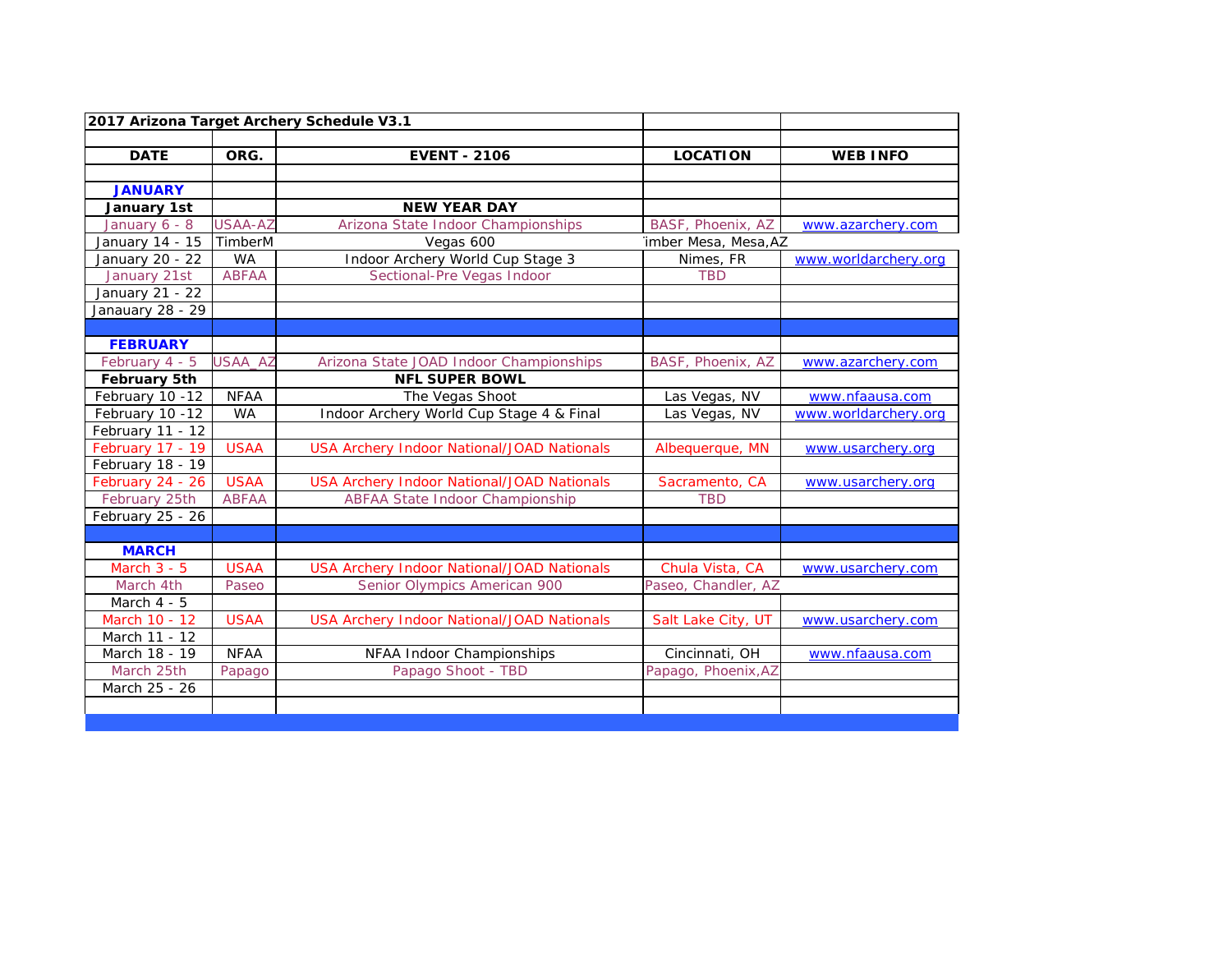| 2017 Arizona Target Archery Schedule V3.1 | | | | |
|---|---|---|---|---|
| | | | | |
| **DATE** | **ORG.** | **EVENT - 2106** | **LOCATION** | **WEB INFO** |
| | | | | |
| **JANUARY** | | | | |
| **January 1st** | | **NEW YEAR DAY** | | |
| January 6 - 8 | USAA-AZ | Arizona State Indoor Championships | BASF, Phoenix, AZ | www.azarchery.com |
| January 14 - 15 | TimberM | Vegas 600 | imber Mesa, Mesa,AZ | |
| January 20 - 22 | WA | Indoor Archery World Cup Stage 3 | Nimes, FR | www.worldarchery.org |
| January 21st | ABFAA | Sectional-Pre Vegas Indoor | TBD | |
| January 21 - 22 | | | | |
| Janauary 28 - 29 | | | | |
| | | | | |
| **FEBRUARY** | | | | |
| February 4 - 5 | USAA_AZ | Arizona State JOAD Indoor Championships | BASF, Phoenix, AZ | www.azarchery.com |
| **February 5th** | | **NFL SUPER BOWL** | | |
| February 10 -12 | NFAA | The Vegas Shoot | Las Vegas, NV | www.nfaausa.com |
| February 10 -12 | WA | Indoor Archery World Cup Stage 4 & Final | Las Vegas, NV | www.worldarchery.org |
| February 11 - 12 | | | | |
| February 17 - 19 | USAA | USA Archery Indoor National/JOAD Nationals | Albequerque, MN | www.usarchery.org |
| February 18 - 19 | | | | |
| February 24 - 26 | USAA | USA Archery Indoor National/JOAD Nationals | Sacramento, CA | www.usarchery.org |
| February 25th | ABFAA | ABFAA State Indoor Championship | TBD | |
| February 25 - 26 | | | | |
| | | | | |
| **MARCH** | | | | |
| March 3 - 5 | USAA | USA Archery Indoor National/JOAD Nationals | Chula Vista, CA | www.usarchery.com |
| March 4th | Paseo | Senior Olympics American 900 | Paseo, Chandler, AZ | |
| March 4 - 5 | | | | |
| March 10 - 12 | USAA | USA Archery Indoor National/JOAD Nationals | Salt Lake City, UT | www.usarchery.com |
| March 11 - 12 | | | | |
| March 18 - 19 | NFAA | NFAA Indoor Championships | Cincinnati, OH | www.nfaausa.com |
| March 25th | Papago | Papago Shoot - TBD | Papago, Phoenix,AZ | |
| March 25 - 26 | | | | |
| | | | | |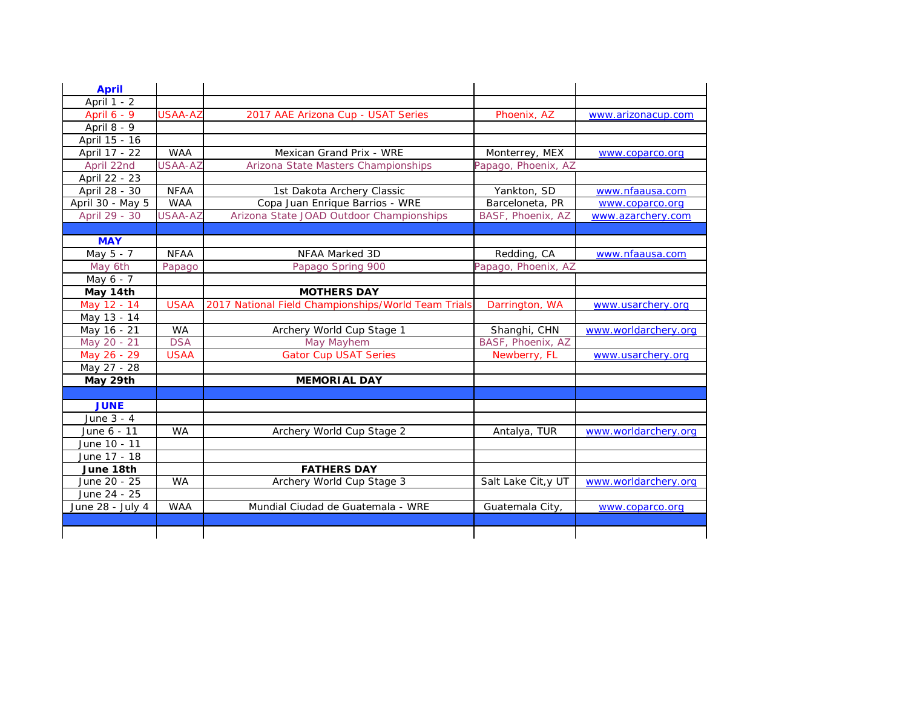| April | | | | |
|---|---|---|---|---|
| April 1 - 2 | | | | |
| April 6 - 9 | USAA-AZ | 2017 AAE Arizona Cup - USAT Series | Phoenix, AZ | www.arizonacup.com |
| April 8 - 9 | | | | |
| April 15 - 16 | | | | |
| April 17 - 22 | WAA | Mexican Grand Prix - WRE | Monterrey, MEX | www.coparco.org |
| April 22nd | USAA-AZ | Arizona State Masters Championships | Papago, Phoenix, AZ | |
| April 22 - 23 | | | | |
| April 28 - 30 | NFAA | 1st Dakota Archery Classic | Yankton, SD | www.nfaausa.com |
| April 30 - May 5 | WAA | Copa Juan Enrique Barrios - WRE | Barceloneta, PR | www.coparco.org |
| April 29 - 30 | USAA-AZ | Arizona State JOAD Outdoor Championships | BASF, Phoenix, AZ | www.azarchery.com |
| | | | | |
| **MAY** | | | | |
| May 5 - 7 | NFAA | NFAA Marked 3D | Redding, CA | www.nfaausa.com |
| May 6th | Papago | Papago Spring 900 | Papago, Phoenix, AZ | |
| May 6 - 7 | | | | |
| **May 14th** | | **MOTHERS DAY** | | |
| May 12 - 14 | USAA | 2017 National Field Championships/World Team Trials | Darrington, WA | www.usarchery.org |
| May 13 - 14 | | | | |
| May 16 - 21 | WA | Archery World Cup Stage 1 | Shanghi, CHN | www.worldarchery.org |
| May 20 - 21 | DSA | May Mayhem | BASF, Phoenix, AZ | |
| May 26 - 29 | USAA | Gator Cup USAT Series | Newberry, FL | www.usarchery.org |
| May 27 - 28 | | | | |
| **May 29th** | | **MEMORIAL DAY** | | |
| | | | | |
| **JUNE** | | | | |
| June 3 - 4 | | | | |
| June 6 - 11 | WA | Archery World Cup Stage 2 | Antalya, TUR | www.worldarchery.org |
| June 10 - 11 | | | | |
| June 17 - 18 | | | | |
| **June 18th** | | **FATHERS DAY** | | |
| June 20 - 25 | WA | Archery World Cup Stage 3 | Salt Lake Cit,y UT | www.worldarchery.org |
| June 24 - 25 | | | | |
| June 28 - July 4 | WAA | Mundial Ciudad de Guatemala - WRE | Guatemala City, | www.coparco.org |
| | | | | |
| | | | | |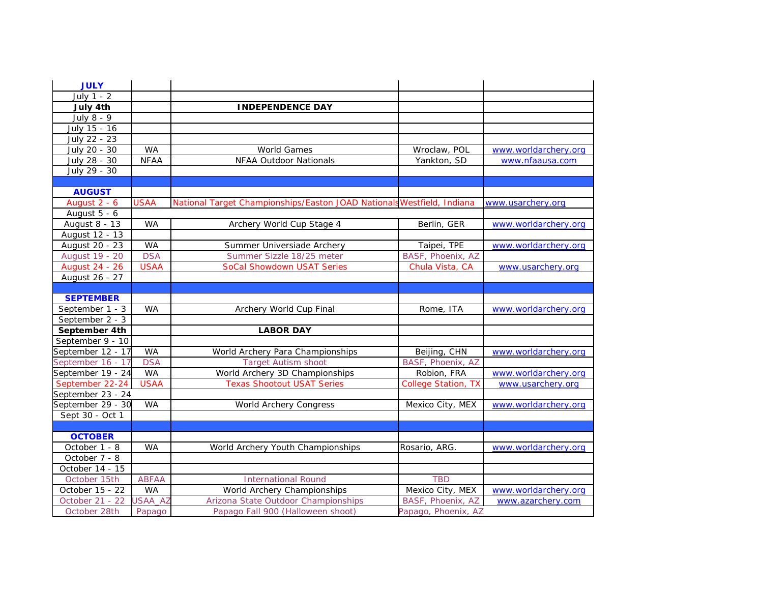| JULY | | | | |
|---|---|---|---|---|
| July 1 - 2 | | | | |
| **July 4th** | | **INDEPENDENCE DAY** | | |
| July 8 - 9 | | | | |
| July 15 - 16 | | | | |
| July 22 - 23 | | | | |
| July 20 - 30 | WA | World Games | Wroclaw, POL | www.worldarchery.org |
| July 28 - 30 | NFAA | NFAA Outdoor Nationals | Yankton, SD | www.nfaausa.com |
| July 29 - 30 | | | | |
| | | | | |
| **AUGUST** | | | | |
| August 2 - 6 | USAA | National Target Championships/Easton JOAD Nationals | Westfield, Indiana | www.usarchery.org |
| August 5 - 6 | | | | |
| August 8 - 13 | WA | Archery World Cup Stage 4 | Berlin, GER | www.worldarchery.org |
| August 12 - 13 | | | | |
| August 20 - 23 | WA | Summer Universiade Archery | Taipei, TPE | www.worldarchery.org |
| August 19 - 20 | DSA | Summer Sizzle 18/25 meter | BASF, Phoenix, AZ | |
| August 24 - 26 | USAA | SoCal Showdown USAT Series | Chula Vista, CA | www.usarchery.org |
| August 26 - 27 | | | | |
| | | | | |
| **SEPTEMBER** | | | | |
| September 1 - 3 | WA | Archery World Cup Final | Rome, ITA | www.worldarchery.org |
| September 2 - 3 | | | | |
| **September 4th** | | **LABOR DAY** | | |
| September 9 - 10 | | | | |
| September 12 - 17 | WA | World Archery Para Championships | Beijing, CHN | www.worldarchery.org |
| September 16 - 17 | DSA | Target Autism shoot | BASF, Phoenix, AZ | |
| September 19 - 24 | WA | World Archery 3D Championships | Robion, FRA | www.worldarchery.org |
| September 22-24 | USAA | Texas Shootout USAT Series | College Station, TX | www.usarchery.org |
| September 23 - 24 | | | | |
| September 29 - 30 | WA | World Archery Congress | Mexico City, MEX | www.worldarchery.org |
| Sept 30 - Oct 1 | | | | |
| | | | | |
| **OCTOBER** | | | | |
| October 1 - 8 | WA | World Archery Youth Championships | Rosario, ARG. | www.worldarchery.org |
| October 7 - 8 | | | | |
| October 14 - 15 | | | | |
| October 15th | ABFAA | International Round | TBD | |
| October 15 - 22 | WA | World Archery Championships | Mexico City, MEX | www.worldarchery.org |
| October 21 - 22 | USAA_AZ | Arizona State Outdoor Championships | BASF, Phoenix, AZ | www.azarchery.com |
| October 28th | Papago | Papago Fall 900 (Halloween shoot) | Papago, Phoenix, AZ | |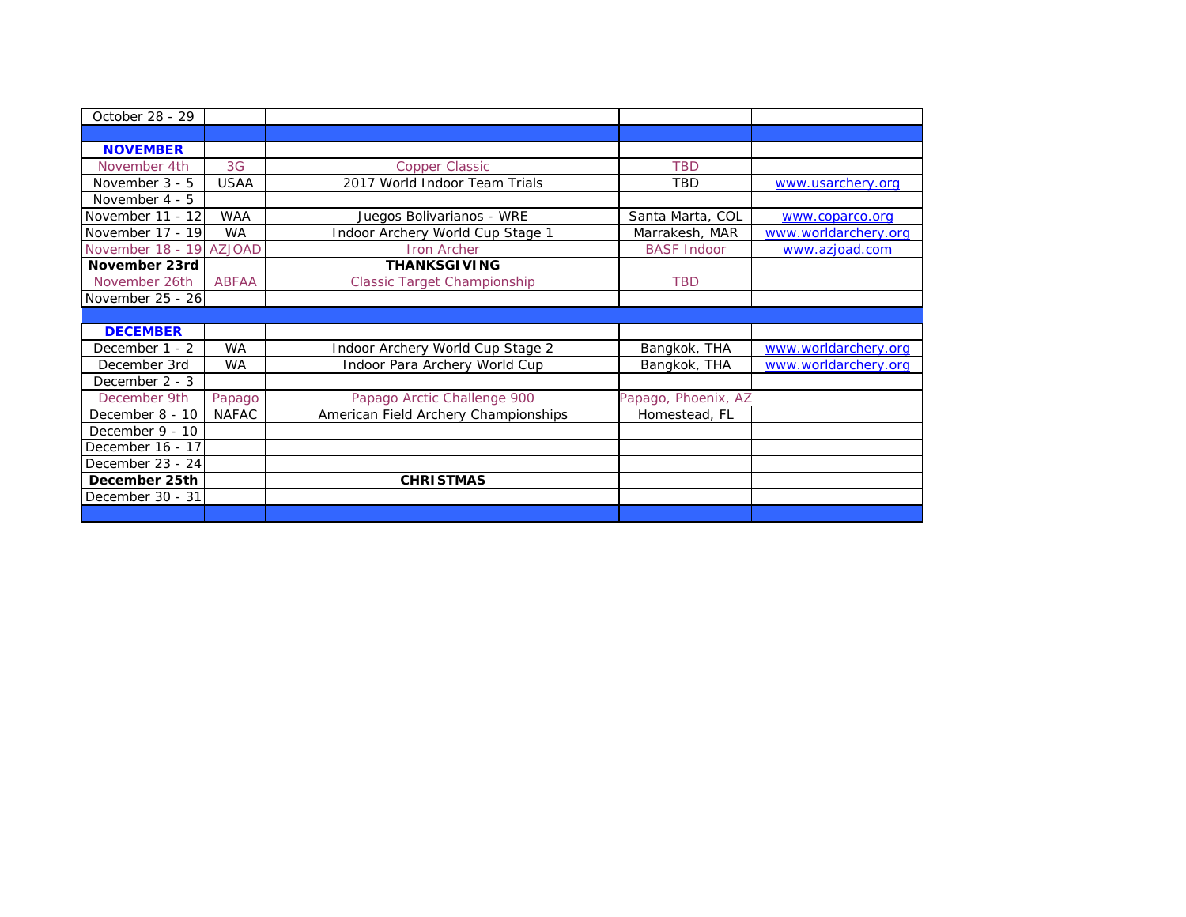| | | | | |
|---|---|---|---|---|
| October 28 - 29 | | | | |
| | | | | |
| **NOVEMBER** | | | | |
| November 4th | 3G | Copper Classic | TBD | |
| November 3 - 5 | USAA | 2017 World Indoor Team Trials | TBD | www.usarchery.org |
| November 4 - 5 | | | | |
| November 11 - 12 | WAA | Juegos Bolivarianos - WRE | Santa Marta, COL | www.coparco.org |
| November 17 - 19 | WA | Indoor Archery World Cup Stage 1 | Marrakesh, MAR | www.worldarchery.org |
| November 18 - 19 | AZJOAD | Iron Archer | BASF Indoor | www.azjoad.com |
| **November 23rd** | | **THANKSGIVING** | | |
| November 26th | ABFAA | Classic Target Championship | TBD | |
| November 25 - 26 | | | | |
| | | | | |
| **DECEMBER** | | | | |
| December 1 - 2 | WA | Indoor Archery World Cup Stage 2 | Bangkok, THA | www.worldarchery.org |
| December 3rd | WA | Indoor Para Archery World Cup | Bangkok, THA | www.worldarchery.org |
| December 2 - 3 | | | | |
| December 9th | Papago | Papago Arctic Challenge 900 | Papago, Phoenix, AZ | |
| December 8 - 10 | NAFAC | American Field Archery Championships | Homestead, FL | |
| December 9 - 10 | | | | |
| December 16 - 17 | | | | |
| December 23 - 24 | | | | |
| **December 25th** | | **CHRISTMAS** | | |
| December 30 - 31 | | | | |
| | | | | |